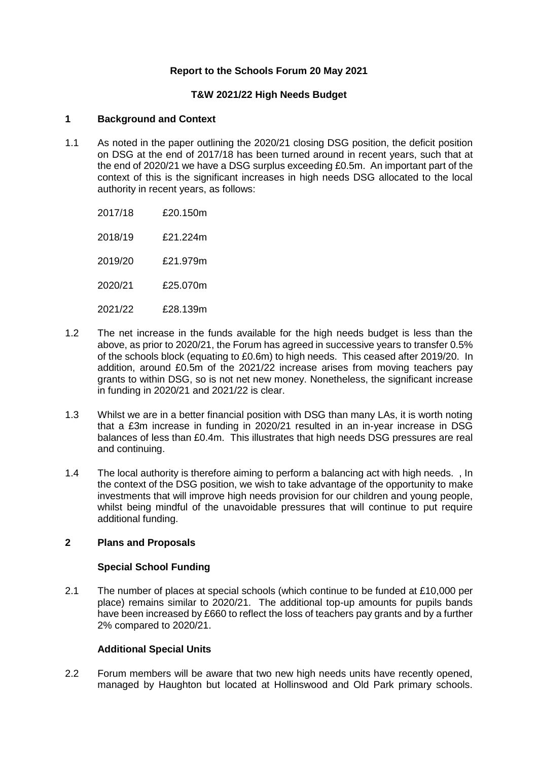**Report to the Schools Forum 20 May 2021**

**T&W 2021/22 High Needs Budget**

## 1 Background and Context

1.1 As noted in the paper outlining the 2020/21 closing DSG position, the deficit position on DSG at the end of 2017/18 has been turned around in recent years, such that at the end of 2020/21 we have a DSG surplus exceeding £0.5m. An important part of the context of this is the significant increases in high needs DSG allocated to the local authority in recent years, as follows:

| | |
|---|---|
| 2017/18 | £20.150m |
| 2018/19 | £21.224m |
| 2019/20 | £21.979m |
| 2020/21 | £25.070m |
| 2021/22 | £28.139m |

1.2 The net increase in the funds available for the high needs budget is less than the above, as prior to 2020/21, the Forum has agreed in successive years to transfer 0.5% of the schools block (equating to £0.6m) to high needs. This ceased after 2019/20. In addition, around £0.5m of the 2021/22 increase arises from moving teachers pay grants to within DSG, so is not net new money. Nonetheless, the significant increase in funding in 2020/21 and 2021/22 is clear.

1.3 Whilst we are in a better financial position with DSG than many LAs, it is worth noting that a £3m increase in funding in 2020/21 resulted in an in-year increase in DSG balances of less than £0.4m. This illustrates that high needs DSG pressures are real and continuing.

1.4 The local authority is therefore aiming to perform a balancing act with high needs. , In the context of the DSG position, we wish to take advantage of the opportunity to make investments that will improve high needs provision for our children and young people, whilst being mindful of the unavoidable pressures that will continue to put require additional funding.

## 2 Plans and Proposals

### Special School Funding

2.1 The number of places at special schools (which continue to be funded at £10,000 per place) remains similar to 2020/21. The additional top-up amounts for pupils bands have been increased by £660 to reflect the loss of teachers pay grants and by a further 2% compared to 2020/21.

### Additional Special Units

2.2 Forum members will be aware that two new high needs units have recently opened, managed by Haughton but located at Hollinswood and Old Park primary schools.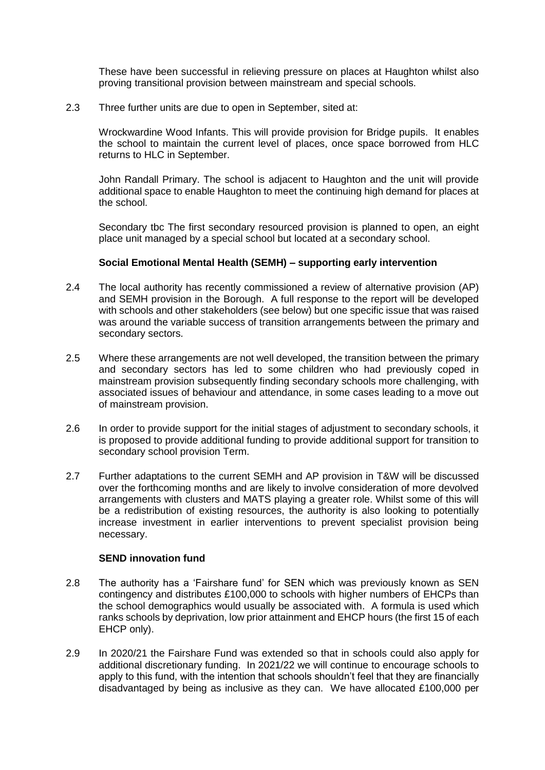These have been successful in relieving pressure on places at Haughton whilst also proving transitional provision between mainstream and special schools.

2.3 Three further units are due to open in September, sited at:

Wrockwardine Wood Infants. This will provide provision for Bridge pupils. It enables the school to maintain the current level of places, once space borrowed from HLC returns to HLC in September.

John Randall Primary. The school is adjacent to Haughton and the unit will provide additional space to enable Haughton to meet the continuing high demand for places at the school.

Secondary tbc The first secondary resourced provision is planned to open, an eight place unit managed by a special school but located at a secondary school.

**Social Emotional Mental Health (SEMH) – supporting early intervention**

2.4 The local authority has recently commissioned a review of alternative provision (AP) and SEMH provision in the Borough. A full response to the report will be developed with schools and other stakeholders (see below) but one specific issue that was raised was around the variable success of transition arrangements between the primary and secondary sectors.

2.5 Where these arrangements are not well developed, the transition between the primary and secondary sectors has led to some children who had previously coped in mainstream provision subsequently finding secondary schools more challenging, with associated issues of behaviour and attendance, in some cases leading to a move out of mainstream provision.

2.6 In order to provide support for the initial stages of adjustment to secondary schools, it is proposed to provide additional funding to provide additional support for transition to secondary school provision Term.

2.7 Further adaptations to the current SEMH and AP provision in T&W will be discussed over the forthcoming months and are likely to involve consideration of more devolved arrangements with clusters and MATS playing a greater role. Whilst some of this will be a redistribution of existing resources, the authority is also looking to potentially increase investment in earlier interventions to prevent specialist provision being necessary.

**SEND innovation fund**

2.8 The authority has a 'Fairshare fund' for SEN which was previously known as SEN contingency and distributes £100,000 to schools with higher numbers of EHCPs than the school demographics would usually be associated with. A formula is used which ranks schools by deprivation, low prior attainment and EHCP hours (the first 15 of each EHCP only).

2.9 In 2020/21 the Fairshare Fund was extended so that in schools could also apply for additional discretionary funding. In 2021/22 we will continue to encourage schools to apply to this fund, with the intention that schools shouldn't feel that they are financially disadvantaged by being as inclusive as they can. We have allocated £100,000 per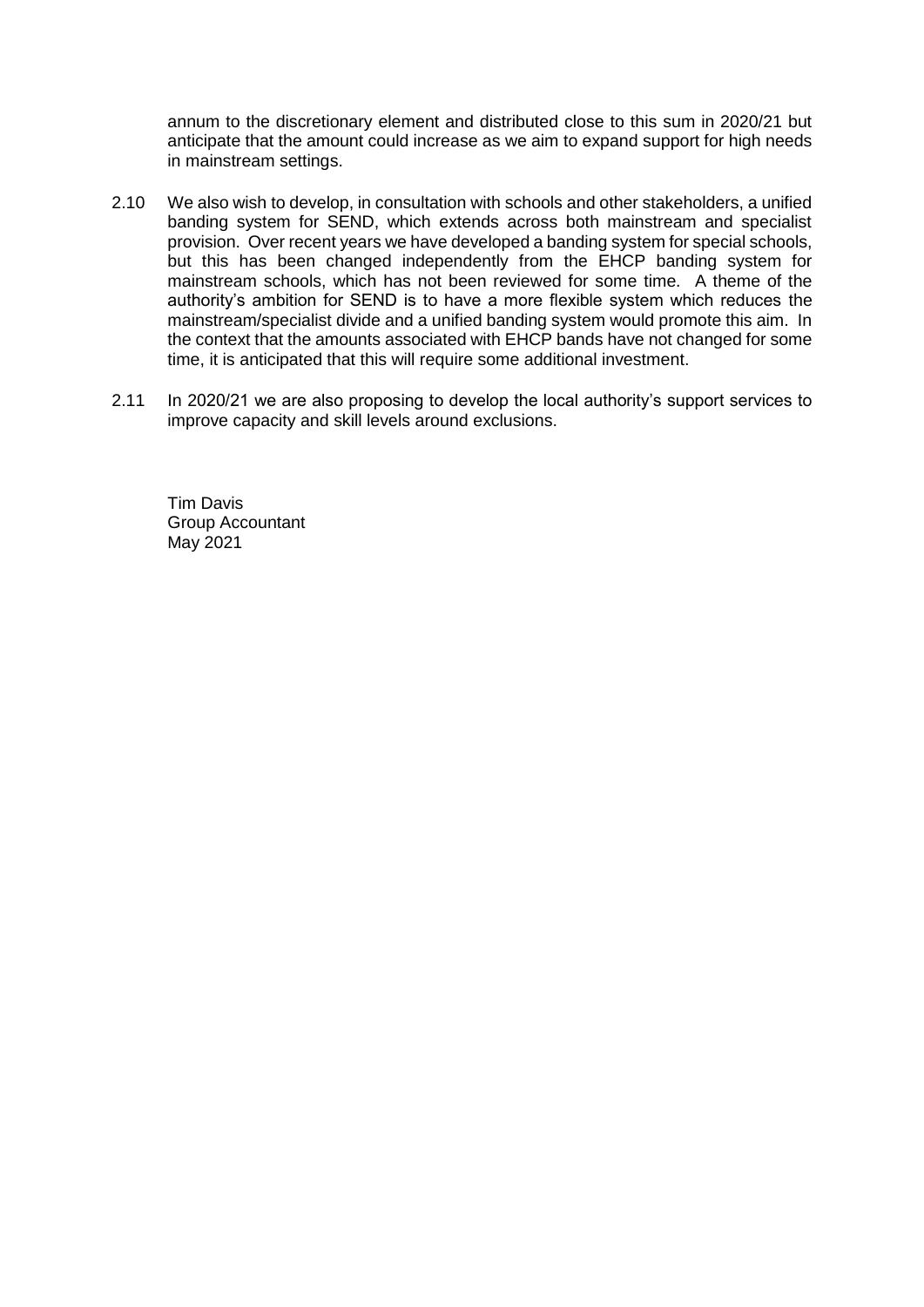annum to the discretionary element and distributed close to this sum in 2020/21 but anticipate that the amount could increase as we aim to expand support for high needs in mainstream settings.

2.10 We also wish to develop, in consultation with schools and other stakeholders, a unified banding system for SEND, which extends across both mainstream and specialist provision. Over recent years we have developed a banding system for special schools, but this has been changed independently from the EHCP banding system for mainstream schools, which has not been reviewed for some time. A theme of the authority's ambition for SEND is to have a more flexible system which reduces the mainstream/specialist divide and a unified banding system would promote this aim. In the context that the amounts associated with EHCP bands have not changed for some time, it is anticipated that this will require some additional investment.

2.11 In 2020/21 we are also proposing to develop the local authority's support services to improve capacity and skill levels around exclusions.

Tim Davis
Group Accountant
May 2021